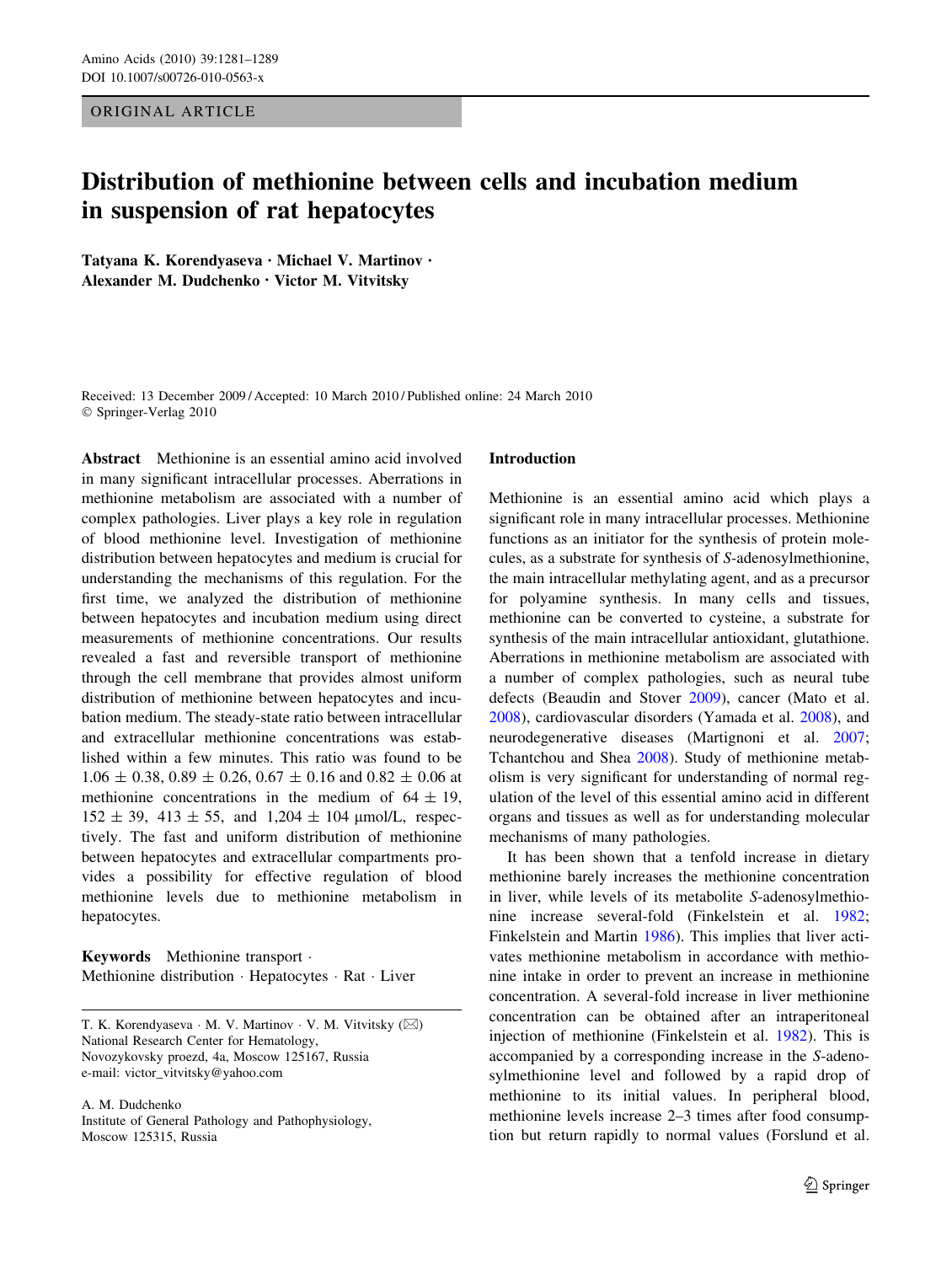ORIGINAL ARTICLE

# Distribution of methionine between cells and incubation medium in suspension of rat hepatocytes

**Tatyana K. Korendyaseva · Michael V. Martinov · Alexander M. Dudchenko · Victor M. Vitvitsky**

Received: 13 December 2009 / Accepted: 10 March 2010 / Published online: 24 March 2010
© Springer-Verlag 2010

**Abstract** Methionine is an essential amino acid involved in many significant intracellular processes. Aberrations in methionine metabolism are associated with a number of complex pathologies. Liver plays a key role in regulation of blood methionine level. Investigation of methionine distribution between hepatocytes and medium is crucial for understanding the mechanisms of this regulation. For the first time, we analyzed the distribution of methionine between hepatocytes and incubation medium using direct measurements of methionine concentrations. Our results revealed a fast and reversible transport of methionine through the cell membrane that provides almost uniform distribution of methionine between hepatocytes and incubation medium. The steady-state ratio between intracellular and extracellular methionine concentrations was established within a few minutes. This ratio was found to be $1.06 \pm 0.38$, $0.89 \pm 0.26$, $0.67 \pm 0.16$ and $0.82 \pm 0.06$ at methionine concentrations in the medium of $64 \pm 19$, $152 \pm 39$, $413 \pm 55$, and $1{,}204 \pm 104$ μmol/L, respectively. The fast and uniform distribution of methionine between hepatocytes and extracellular compartments provides a possibility for effective regulation of blood methionine levels due to methionine metabolism in hepatocytes.

**Keywords** Methionine transport · Methionine distribution · Hepatocytes · Rat · Liver

T. K. Korendyaseva · M. V. Martinov · V. M. Vitvitsky (✉)
National Research Center for Hematology,
Novozykovsky proezd, 4a, Moscow 125167, Russia
e-mail: victor_vitvitsky@yahoo.com

A. M. Dudchenko
Institute of General Pathology and Pathophysiology,
Moscow 125315, Russia

## Introduction

Methionine is an essential amino acid which plays a significant role in many intracellular processes. Methionine functions as an initiator for the synthesis of protein molecules, as a substrate for synthesis of *S*-adenosylmethionine, the main intracellular methylating agent, and as a precursor for polyamine synthesis. In many cells and tissues, methionine can be converted to cysteine, a substrate for synthesis of the main intracellular antioxidant, glutathione. Aberrations in methionine metabolism are associated with a number of complex pathologies, such as neural tube defects (Beaudin and Stover 2009), cancer (Mato et al. 2008), cardiovascular disorders (Yamada et al. 2008), and neurodegenerative diseases (Martignoni et al. 2007; Tchantchou and Shea 2008). Study of methionine metabolism is very significant for understanding of normal regulation of the level of this essential amino acid in different organs and tissues as well as for understanding molecular mechanisms of many pathologies.

It has been shown that a tenfold increase in dietary methionine barely increases the methionine concentration in liver, while levels of its metabolite *S*-adenosylmethionine increase several-fold (Finkelstein et al. 1982; Finkelstein and Martin 1986). This implies that liver activates methionine metabolism in accordance with methionine intake in order to prevent an increase in methionine concentration. A several-fold increase in liver methionine concentration can be obtained after an intraperitoneal injection of methionine (Finkelstein et al. 1982). This is accompanied by a corresponding increase in the *S*-adenosylmethionine level and followed by a rapid drop of methionine to its initial values. In peripheral blood, methionine levels increase 2–3 times after food consumption but return rapidly to normal values (Forslund et al.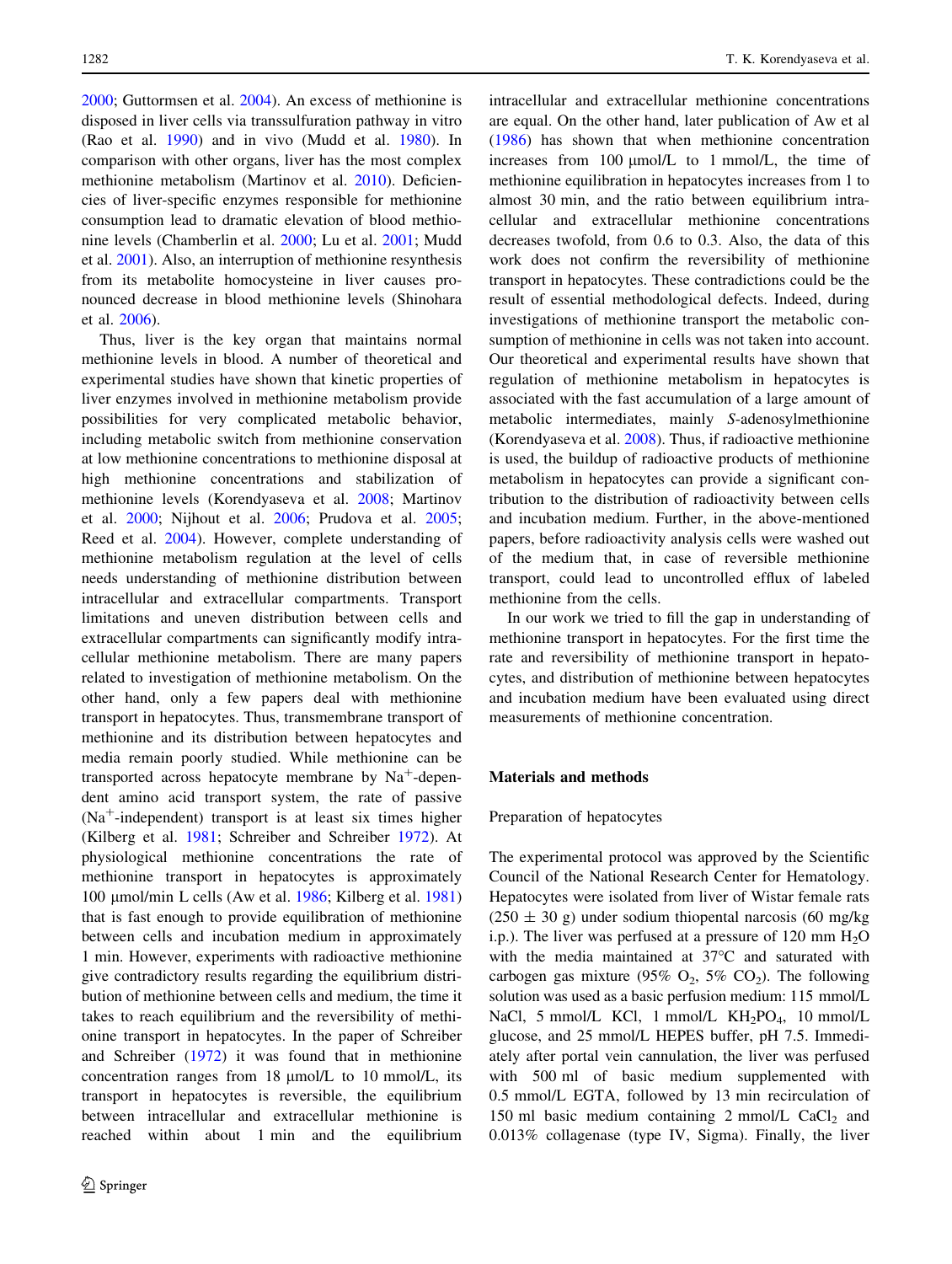2000; Guttormsen et al. 2004). An excess of methionine is disposed in liver cells via transsulfuration pathway in vitro (Rao et al. 1990) and in vivo (Mudd et al. 1980). In comparison with other organs, liver has the most complex methionine metabolism (Martinov et al. 2010). Deficiencies of liver-specific enzymes responsible for methionine consumption lead to dramatic elevation of blood methionine levels (Chamberlin et al. 2000; Lu et al. 2001; Mudd et al. 2001). Also, an interruption of methionine resynthesis from its metabolite homocysteine in liver causes pronounced decrease in blood methionine levels (Shinohara et al. 2006).

Thus, liver is the key organ that maintains normal methionine levels in blood. A number of theoretical and experimental studies have shown that kinetic properties of liver enzymes involved in methionine metabolism provide possibilities for very complicated metabolic behavior, including metabolic switch from methionine conservation at low methionine concentrations to methionine disposal at high methionine concentrations and stabilization of methionine levels (Korendyaseva et al. 2008; Martinov et al. 2000; Nijhout et al. 2006; Prudova et al. 2005; Reed et al. 2004). However, complete understanding of methionine metabolism regulation at the level of cells needs understanding of methionine distribution between intracellular and extracellular compartments. Transport limitations and uneven distribution between cells and extracellular compartments can significantly modify intracellular methionine metabolism. There are many papers related to investigation of methionine metabolism. On the other hand, only a few papers deal with methionine transport in hepatocytes. Thus, transmembrane transport of methionine and its distribution between hepatocytes and media remain poorly studied. While methionine can be transported across hepatocyte membrane by $Na^+$-dependent amino acid transport system, the rate of passive ($Na^+$-independent) transport is at least six times higher (Kilberg et al. 1981; Schreiber and Schreiber 1972). At physiological methionine concentrations the rate of methionine transport in hepatocytes is approximately 100 μmol/min L cells (Aw et al. 1986; Kilberg et al. 1981) that is fast enough to provide equilibration of methionine between cells and incubation medium in approximately 1 min. However, experiments with radioactive methionine give contradictory results regarding the equilibrium distribution of methionine between cells and medium, the time it takes to reach equilibrium and the reversibility of methionine transport in hepatocytes. In the paper of Schreiber and Schreiber (1972) it was found that in methionine concentration ranges from 18 μmol/L to 10 mmol/L, its transport in hepatocytes is reversible, the equilibrium between intracellular and extracellular methionine is reached within about 1 min and the equilibrium intracellular and extracellular methionine concentrations are equal. On the other hand, later publication of Aw et al (1986) has shown that when methionine concentration increases from 100 μmol/L to 1 mmol/L, the time of methionine equilibration in hepatocytes increases from 1 to almost 30 min, and the ratio between equilibrium intracellular and extracellular methionine concentrations decreases twofold, from 0.6 to 0.3. Also, the data of this work does not confirm the reversibility of methionine transport in hepatocytes. These contradictions could be the result of essential methodological defects. Indeed, during investigations of methionine transport the metabolic consumption of methionine in cells was not taken into account. Our theoretical and experimental results have shown that regulation of methionine metabolism in hepatocytes is associated with the fast accumulation of a large amount of metabolic intermediates, mainly *S*-adenosylmethionine (Korendyaseva et al. 2008). Thus, if radioactive methionine is used, the buildup of radioactive products of methionine metabolism in hepatocytes can provide a significant contribution to the distribution of radioactivity between cells and incubation medium. Further, in the above-mentioned papers, before radioactivity analysis cells were washed out of the medium that, in case of reversible methionine transport, could lead to uncontrolled efflux of labeled methionine from the cells.

In our work we tried to fill the gap in understanding of methionine transport in hepatocytes. For the first time the rate and reversibility of methionine transport in hepatocytes, and distribution of methionine between hepatocytes and incubation medium have been evaluated using direct measurements of methionine concentration.

## Materials and methods

### Preparation of hepatocytes

The experimental protocol was approved by the Scientific Council of the National Research Center for Hematology. Hepatocytes were isolated from liver of Wistar female rats (250 ± 30 g) under sodium thiopental narcosis (60 mg/kg i.p.). The liver was perfused at a pressure of 120 mm $H_2O$ with the media maintained at 37°C and saturated with carbogen gas mixture (95% $O_2$, 5% $CO_2$). The following solution was used as a basic perfusion medium: 115 mmol/L NaCl, 5 mmol/L KCl, 1 mmol/L $KH_2PO_4$, 10 mmol/L glucose, and 25 mmol/L HEPES buffer, pH 7.5. Immediately after portal vein cannulation, the liver was perfused with 500 ml of basic medium supplemented with 0.5 mmol/L EGTA, followed by 13 min recirculation of 150 ml basic medium containing 2 mmol/L $CaCl_2$ and 0.013% collagenase (type IV, Sigma). Finally, the liver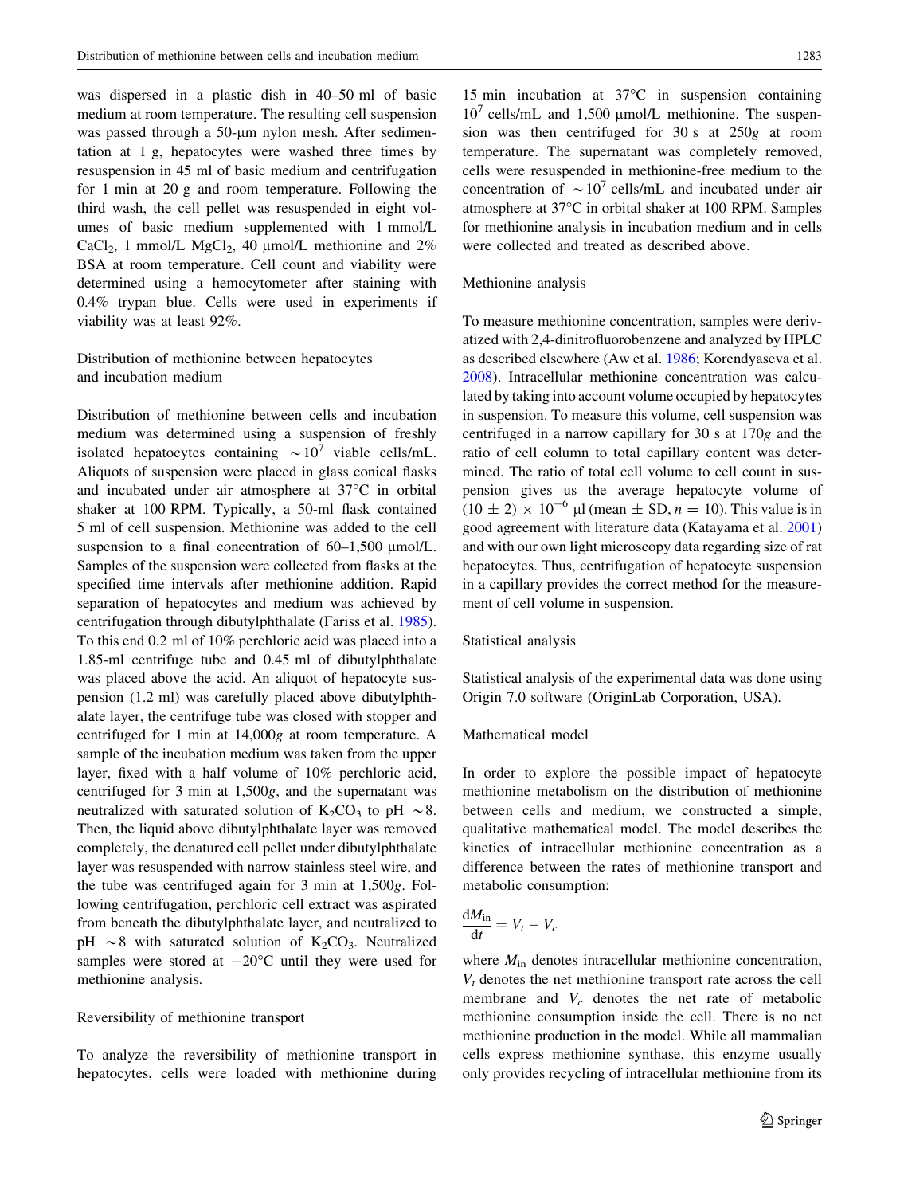was dispersed in a plastic dish in 40–50 ml of basic medium at room temperature. The resulting cell suspension was passed through a 50-μm nylon mesh. After sedimentation at 1 g, hepatocytes were washed three times by resuspension in 45 ml of basic medium and centrifugation for 1 min at 20 g and room temperature. Following the third wash, the cell pellet was resuspended in eight volumes of basic medium supplemented with 1 mmol/L $CaCl_2$, 1 mmol/L $MgCl_2$, 40 μmol/L methionine and 2% BSA at room temperature. Cell count and viability were determined using a hemocytometer after staining with 0.4% trypan blue. Cells were used in experiments if viability was at least 92%.

### Distribution of methionine between hepatocytes and incubation medium

Distribution of methionine between cells and incubation medium was determined using a suspension of freshly isolated hepatocytes containing $\sim 10^7$ viable cells/mL. Aliquots of suspension were placed in glass conical flasks and incubated under air atmosphere at 37°C in orbital shaker at 100 RPM. Typically, a 50-ml flask contained 5 ml of cell suspension. Methionine was added to the cell suspension to a final concentration of 60–1,500 μmol/L. Samples of the suspension were collected from flasks at the specified time intervals after methionine addition. Rapid separation of hepatocytes and medium was achieved by centrifugation through dibutylphthalate (Fariss et al. 1985). To this end 0.2 ml of 10% perchloric acid was placed into a 1.85-ml centrifuge tube and 0.45 ml of dibutylphthalate was placed above the acid. An aliquot of hepatocyte suspension (1.2 ml) was carefully placed above dibutylphthalate layer, the centrifuge tube was closed with stopper and centrifuged for 1 min at 14,000*g* at room temperature. A sample of the incubation medium was taken from the upper layer, fixed with a half volume of 10% perchloric acid, centrifuged for 3 min at 1,500*g*, and the supernatant was neutralized with saturated solution of $K_2CO_3$ to pH $\sim 8$. Then, the liquid above dibutylphthalate layer was removed completely, the denatured cell pellet under dibutylphthalate layer was resuspended with narrow stainless steel wire, and the tube was centrifuged again for 3 min at 1,500*g*. Following centrifugation, perchloric cell extract was aspirated from beneath the dibutylphthalate layer, and neutralized to pH $\sim 8$ with saturated solution of $K_2CO_3$. Neutralized samples were stored at −20°C until they were used for methionine analysis.

### Reversibility of methionine transport

To analyze the reversibility of methionine transport in hepatocytes, cells were loaded with methionine during 15 min incubation at 37°C in suspension containing $10^7$ cells/mL and 1,500 μmol/L methionine. The suspension was then centrifuged for 30 s at 250*g* at room temperature. The supernatant was completely removed, cells were resuspended in methionine-free medium to the concentration of $\sim 10^7$ cells/mL and incubated under air atmosphere at 37°C in orbital shaker at 100 RPM. Samples for methionine analysis in incubation medium and in cells were collected and treated as described above.

### Methionine analysis

To measure methionine concentration, samples were derivatized with 2,4-dinitrofluorobenzene and analyzed by HPLC as described elsewhere (Aw et al. 1986; Korendyaseva et al. 2008). Intracellular methionine concentration was calculated by taking into account volume occupied by hepatocytes in suspension. To measure this volume, cell suspension was centrifuged in a narrow capillary for 30 s at 170*g* and the ratio of cell column to total capillary content was determined. The ratio of total cell volume to cell count in suspension gives us the average hepatocyte volume of $(10 \pm 2) \times 10^{-6}$ μl (mean ± SD, $n = 10$). This value is in good agreement with literature data (Katayama et al. 2001) and with our own light microscopy data regarding size of rat hepatocytes. Thus, centrifugation of hepatocyte suspension in a capillary provides the correct method for the measurement of cell volume in suspension.

### Statistical analysis

Statistical analysis of the experimental data was done using Origin 7.0 software (OriginLab Corporation, USA).

### Mathematical model

In order to explore the possible impact of hepatocyte methionine metabolism on the distribution of methionine between cells and medium, we constructed a simple, qualitative mathematical model. The model describes the kinetics of intracellular methionine concentration as a difference between the rates of methionine transport and metabolic consumption:

$$\frac{dM_{in}}{dt} = V_t - V_c$$

where $M_{in}$ denotes intracellular methionine concentration, $V_t$ denotes the net methionine transport rate across the cell membrane and $V_c$ denotes the net rate of metabolic methionine consumption inside the cell. There is no net methionine production in the model. While all mammalian cells express methionine synthase, this enzyme usually only provides recycling of intracellular methionine from its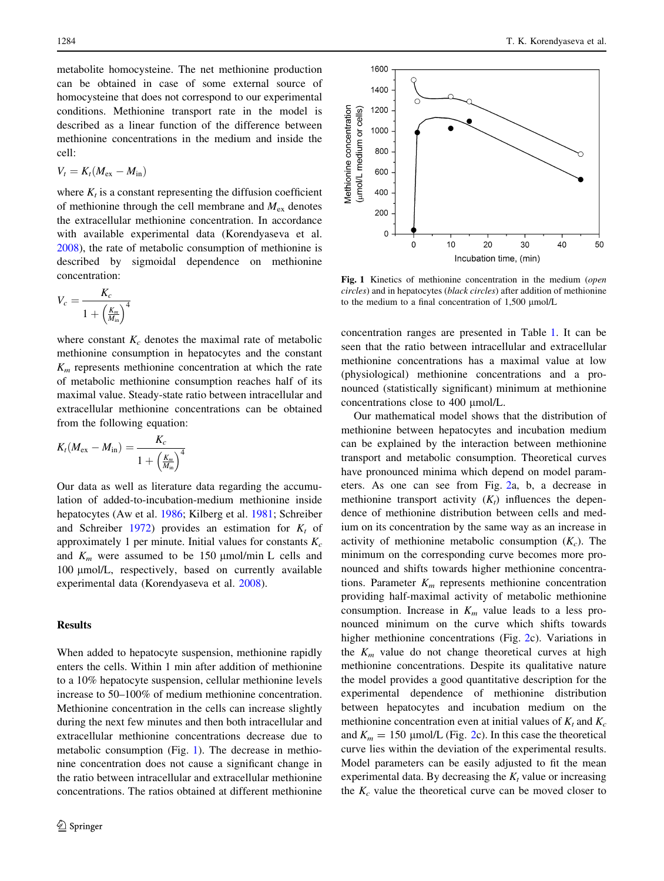metabolite homocysteine. The net methionine production can be obtained in case of some external source of homocysteine that does not correspond to our experimental conditions. Methionine transport rate in the model is described as a linear function of the difference between methionine concentrations in the medium and inside the cell:

$$V_t = K_t(M_{\mathrm{ex}} - M_{\mathrm{in}})$$

where $K_t$ is a constant representing the diffusion coefficient of methionine through the cell membrane and $M_{\mathrm{ex}}$ denotes the extracellular methionine concentration. In accordance with available experimental data (Korendyaseva et al. 2008), the rate of metabolic consumption of methionine is described by sigmoidal dependence on methionine concentration:

$$V_c = \frac{K_c}{1 + \left(\frac{K_m}{M_{\mathrm{in}}}\right)^4}$$

where constant $K_c$ denotes the maximal rate of metabolic methionine consumption in hepatocytes and the constant $K_m$ represents methionine concentration at which the rate of metabolic methionine consumption reaches half of its maximal value. Steady-state ratio between intracellular and extracellular methionine concentrations can be obtained from the following equation:

$$K_t(M_{\mathrm{ex}} - M_{\mathrm{in}}) = \frac{K_c}{1 + \left(\frac{K_m}{M_{\mathrm{in}}}\right)^4}$$

Our data as well as literature data regarding the accumulation of added-to-incubation-medium methionine inside hepatocytes (Aw et al. 1986; Kilberg et al. 1981; Schreiber and Schreiber 1972) provides an estimation for $K_t$ of approximately 1 per minute. Initial values for constants $K_c$ and $K_m$ were assumed to be 150 μmol/min L cells and 100 μmol/L, respectively, based on currently available experimental data (Korendyaseva et al. 2008).

## Results

When added to hepatocyte suspension, methionine rapidly enters the cells. Within 1 min after addition of methionine to a 10% hepatocyte suspension, cellular methionine levels increase to 50–100% of medium methionine concentration. Methionine concentration in the cells can increase slightly during the next few minutes and then both intracellular and extracellular methionine concentrations decrease due to metabolic consumption (Fig. 1). The decrease in methionine concentration does not cause a significant change in the ratio between intracellular and extracellular methionine concentrations. The ratios obtained at different methionine concentration ranges are presented in Table 1. It can be seen that the ratio between intracellular and extracellular methionine concentrations has a maximal value at low (physiological) methionine concentrations and a pronounced (statistically significant) minimum at methionine concentrations close to 400 μmol/L.

**Fig. 1** Kinetics of methionine concentration in the medium (*open circles*) and in hepatocytes (*black circles*) after addition of methionine to the medium to a final concentration of 1,500 μmol/L

Our mathematical model shows that the distribution of methionine between hepatocytes and incubation medium can be explained by the interaction between methionine transport and metabolic consumption. Theoretical curves have pronounced minima which depend on model parameters. As one can see from Fig. 2a, b, a decrease in methionine transport activity ($K_t$) influences the dependence of methionine distribution between cells and medium on its concentration by the same way as an increase in activity of methionine metabolic consumption ($K_c$). The minimum on the corresponding curve becomes more pronounced and shifts towards higher methionine concentrations. Parameter $K_m$ represents methionine concentration providing half-maximal activity of metabolic methionine consumption. Increase in $K_m$ value leads to a less pronounced minimum on the curve which shifts towards higher methionine concentrations (Fig. 2c). Variations in the $K_m$ value do not change theoretical curves at high methionine concentrations. Despite its qualitative nature the model provides a good quantitative description for the experimental dependence of methionine distribution between hepatocytes and incubation medium on the methionine concentration even at initial values of $K_t$ and $K_c$ and $K_m$ = 150 μmol/L (Fig. 2c). In this case the theoretical curve lies within the deviation of the experimental results. Model parameters can be easily adjusted to fit the mean experimental data. By decreasing the $K_t$ value or increasing the $K_c$ value the theoretical curve can be moved closer to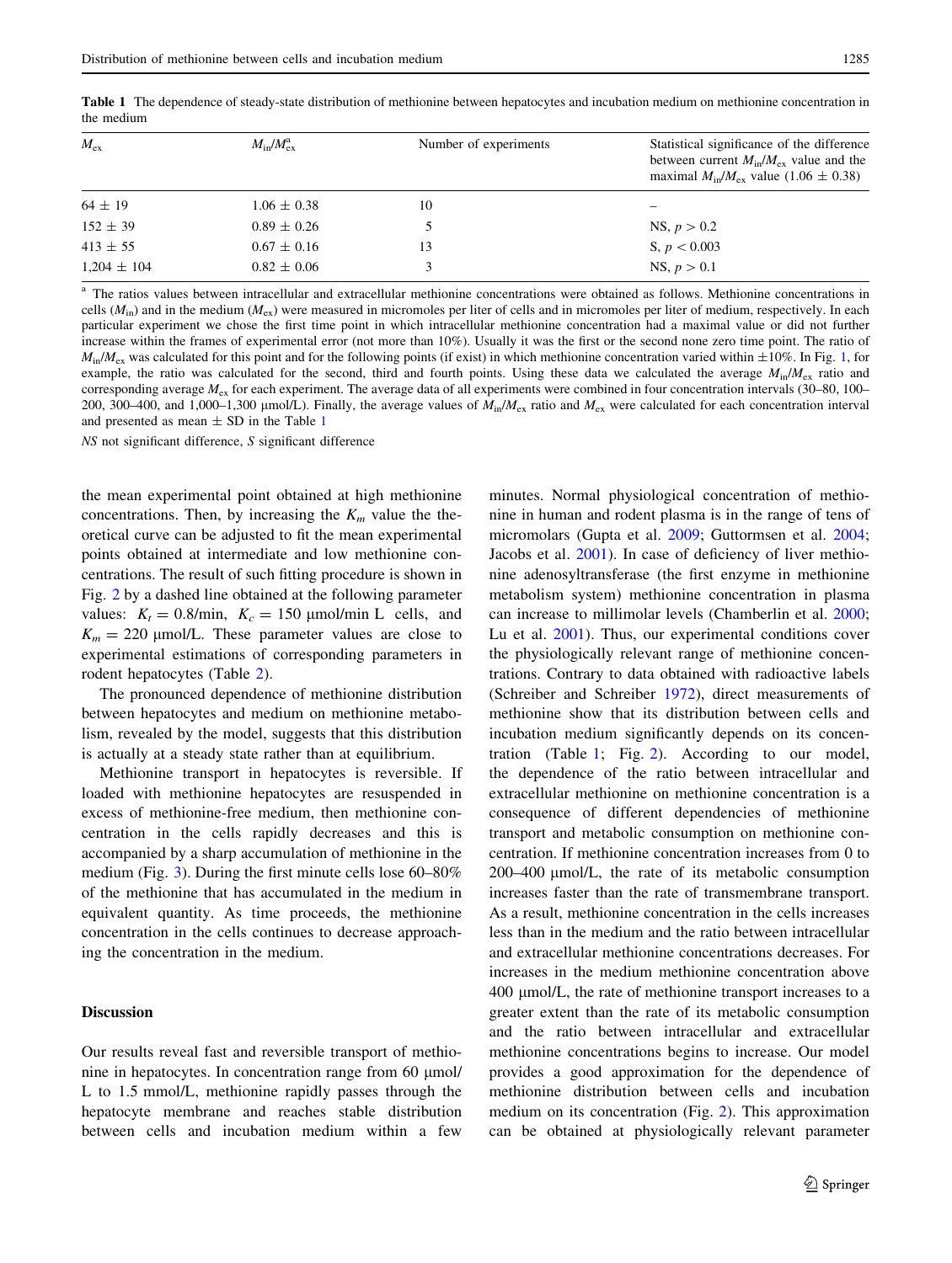**Table 1** The dependence of steady-state distribution of methionine between hepatocytes and incubation medium on methionine concentration in the medium

| $M_{ex}$ | $M_{in}/M_{ex}^{a}$ | Number of experiments | Statistical significance of the difference between current $M_{in}/M_{ex}$ value and the maximal $M_{in}/M_{ex}$ value (1.06 ± 0.38) |
|---|---|---|---|
| 64 ± 19 | 1.06 ± 0.38 | 10 | – |
| 152 ± 39 | 0.89 ± 0.26 | 5 | NS, $p > 0.2$ |
| 413 ± 55 | 0.67 ± 0.16 | 13 | S, $p < 0.003$ |
| 1,204 ± 104 | 0.82 ± 0.06 | 3 | NS, $p > 0.1$ |

[a] The ratios values between intracellular and extracellular methionine concentrations were obtained as follows. Methionine concentrations in cells ($M_{in}$) and in the medium ($M_{ex}$) were measured in micromoles per liter of cells and in micromoles per liter of medium, respectively. In each particular experiment we chose the first time point in which intracellular methionine concentration had a maximal value or did not further increase within the frames of experimental error (not more than 10%). Usually it was the first or the second none zero time point. The ratio of $M_{in}/M_{ex}$ was calculated for this point and for the following points (if exist) in which methionine concentration varied within ±10%. In Fig. 1, for example, the ratio was calculated for the second, third and fourth points. Using these data we calculated the average $M_{in}/M_{ex}$ ratio and corresponding average $M_{ex}$ for each experiment. The average data of all experiments were combined in four concentration intervals (30–80, 100–200, 300–400, and 1,000–1,300 μmol/L). Finally, the average values of $M_{in}/M_{ex}$ ratio and $M_{ex}$ were calculated for each concentration interval and presented as mean ± SD in the Table 1

*NS* not significant difference, *S* significant difference

the mean experimental point obtained at high methionine concentrations. Then, by increasing the $K_m$ value the theoretical curve can be adjusted to fit the mean experimental points obtained at intermediate and low methionine concentrations. The result of such fitting procedure is shown in Fig. 2 by a dashed line obtained at the following parameter values: $K_t = 0.8$/min, $K_c = 150$ μmol/min L cells, and $K_m = 220$ μmol/L. These parameter values are close to experimental estimations of corresponding parameters in rodent hepatocytes (Table 2).

The pronounced dependence of methionine distribution between hepatocytes and medium on methionine metabolism, revealed by the model, suggests that this distribution is actually at a steady state rather than at equilibrium.

Methionine transport in hepatocytes is reversible. If loaded with methionine hepatocytes are resuspended in excess of methionine-free medium, then methionine concentration in the cells rapidly decreases and this is accompanied by a sharp accumulation of methionine in the medium (Fig. 3). During the first minute cells lose 60–80% of the methionine that has accumulated in the medium in equivalent quantity. As time proceeds, the methionine concentration in the cells continues to decrease approaching the concentration in the medium.

## Discussion

Our results reveal fast and reversible transport of methionine in hepatocytes. In concentration range from 60 μmol/L to 1.5 mmol/L, methionine rapidly passes through the hepatocyte membrane and reaches stable distribution between cells and incubation medium within a few minutes. Normal physiological concentration of methionine in human and rodent plasma is in the range of tens of micromolars (Gupta et al. 2009; Guttormsen et al. 2004; Jacobs et al. 2001). In case of deficiency of liver methionine adenosyltransferase (the first enzyme in methionine metabolism system) methionine concentration in plasma can increase to millimolar levels (Chamberlin et al. 2000; Lu et al. 2001). Thus, our experimental conditions cover the physiologically relevant range of methionine concentrations. Contrary to data obtained with radioactive labels (Schreiber and Schreiber 1972), direct measurements of methionine show that its distribution between cells and incubation medium significantly depends on its concentration (Table 1; Fig. 2). According to our model, the dependence of the ratio between intracellular and extracellular methionine on methionine concentration is a consequence of different dependencies of methionine transport and metabolic consumption on methionine concentration. If methionine concentration increases from 0 to 200–400 μmol/L, the rate of its metabolic consumption increases faster than the rate of transmembrane transport. As a result, methionine concentration in the cells increases less than in the medium and the ratio between intracellular and extracellular methionine concentrations decreases. For increases in the medium methionine concentration above 400 μmol/L, the rate of methionine transport increases to a greater extent than the rate of its metabolic consumption and the ratio between intracellular and extracellular methionine concentrations begins to increase. Our model provides a good approximation for the dependence of methionine distribution between cells and incubation medium on its concentration (Fig. 2). This approximation can be obtained at physiologically relevant parameter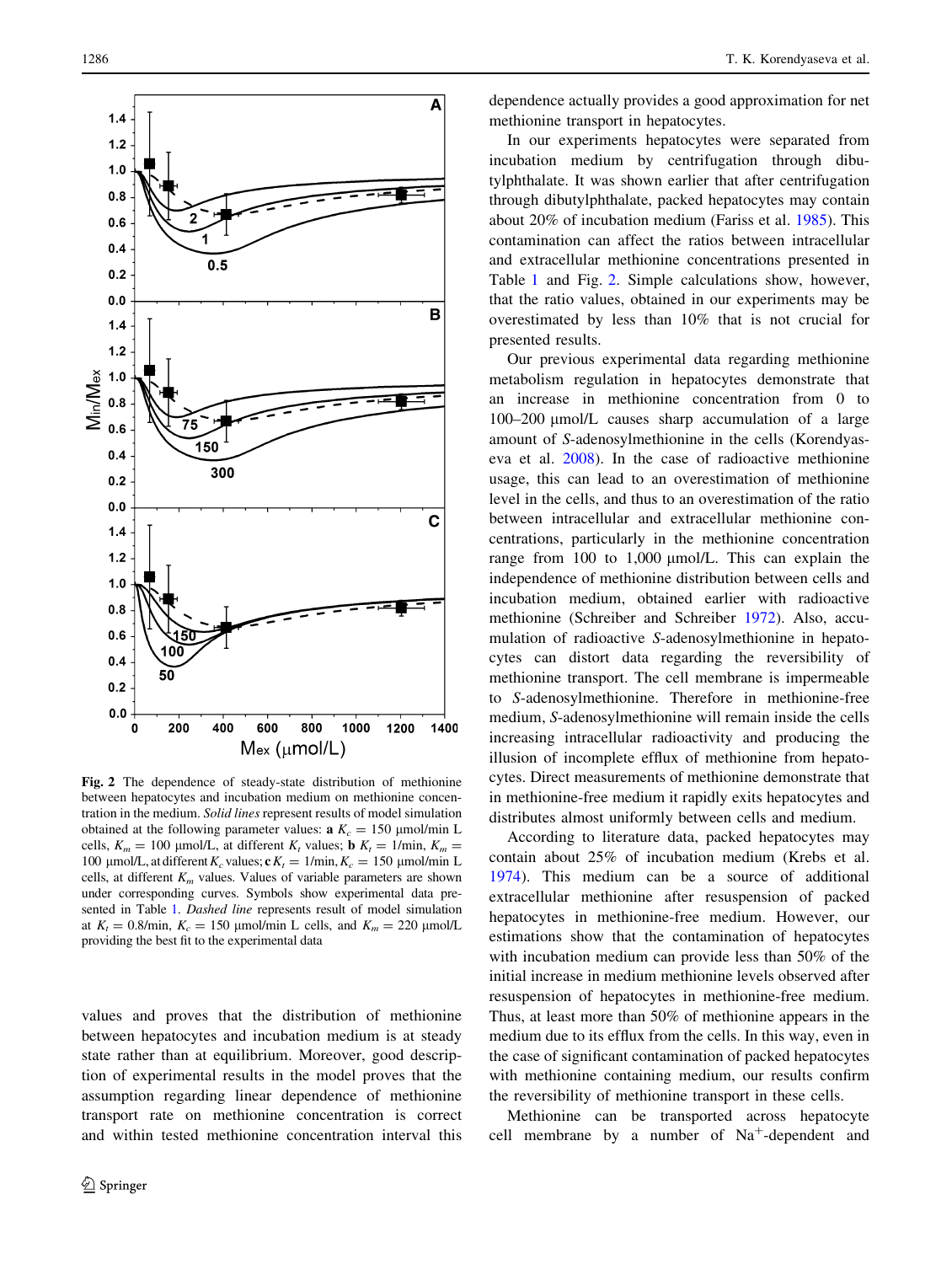Fig. 2 The dependence of steady-state distribution of methionine between hepatocytes and incubation medium on methionine concentration in the medium. *Solid lines* represent results of model simulation obtained at the following parameter values: **a** $K_c = 150$ μmol/min L cells, $K_m = 100$ μmol/L, at different $K_t$ values; **b** $K_t = 1$/min, $K_m = 100$ μmol/L, at different $K_c$ values; **c** $K_t = 1$/min, $K_c = 150$ μmol/min L cells, at different $K_m$ values. Values of variable parameters are shown under corresponding curves. Symbols show experimental data presented in Table 1. *Dashed line* represents result of model simulation at $K_t = 0.8$/min, $K_c = 150$ μmol/min L cells, and $K_m = 220$ μmol/L providing the best fit to the experimental data

values and proves that the distribution of methionine between hepatocytes and incubation medium is at steady state rather than at equilibrium. Moreover, good description of experimental results in the model proves that the assumption regarding linear dependence of methionine transport rate on methionine concentration is correct and within tested methionine concentration interval this dependence actually provides a good approximation for net methionine transport in hepatocytes.

In our experiments hepatocytes were separated from incubation medium by centrifugation through dibutylphthalate. It was shown earlier that after centrifugation through dibutylphthalate, packed hepatocytes may contain about 20% of incubation medium (Fariss et al. 1985). This contamination can affect the ratios between intracellular and extracellular methionine concentrations presented in Table 1 and Fig. 2. Simple calculations show, however, that the ratio values, obtained in our experiments may be overestimated by less than 10% that is not crucial for presented results.

Our previous experimental data regarding methionine metabolism regulation in hepatocytes demonstrate that an increase in methionine concentration from 0 to 100–200 μmol/L causes sharp accumulation of a large amount of *S*-adenosylmethionine in the cells (Korendyaseva et al. 2008). In the case of radioactive methionine usage, this can lead to an overestimation of methionine level in the cells, and thus to an overestimation of the ratio between intracellular and extracellular methionine concentrations, particularly in the methionine concentration range from 100 to 1,000 μmol/L. This can explain the independence of methionine distribution between cells and incubation medium, obtained earlier with radioactive methionine (Schreiber and Schreiber 1972). Also, accumulation of radioactive *S*-adenosylmethionine in hepatocytes can distort data regarding the reversibility of methionine transport. The cell membrane is impermeable to *S*-adenosylmethionine. Therefore in methionine-free medium, *S*-adenosylmethionine will remain inside the cells increasing intracellular radioactivity and producing the illusion of incomplete efflux of methionine from hepatocytes. Direct measurements of methionine demonstrate that in methionine-free medium it rapidly exits hepatocytes and distributes almost uniformly between cells and medium.

According to literature data, packed hepatocytes may contain about 25% of incubation medium (Krebs et al. 1974). This medium can be a source of additional extracellular methionine after resuspension of packed hepatocytes in methionine-free medium. However, our estimations show that the contamination of hepatocytes with incubation medium can provide less than 50% of the initial increase in medium methionine levels observed after resuspension of hepatocytes in methionine-free medium. Thus, at least more than 50% of methionine appears in the medium due to its efflux from the cells. In this way, even in the case of significant contamination of packed hepatocytes with methionine containing medium, our results confirm the reversibility of methionine transport in these cells.

Methionine can be transported across hepatocyte cell membrane by a number of $Na^{+}$-dependent and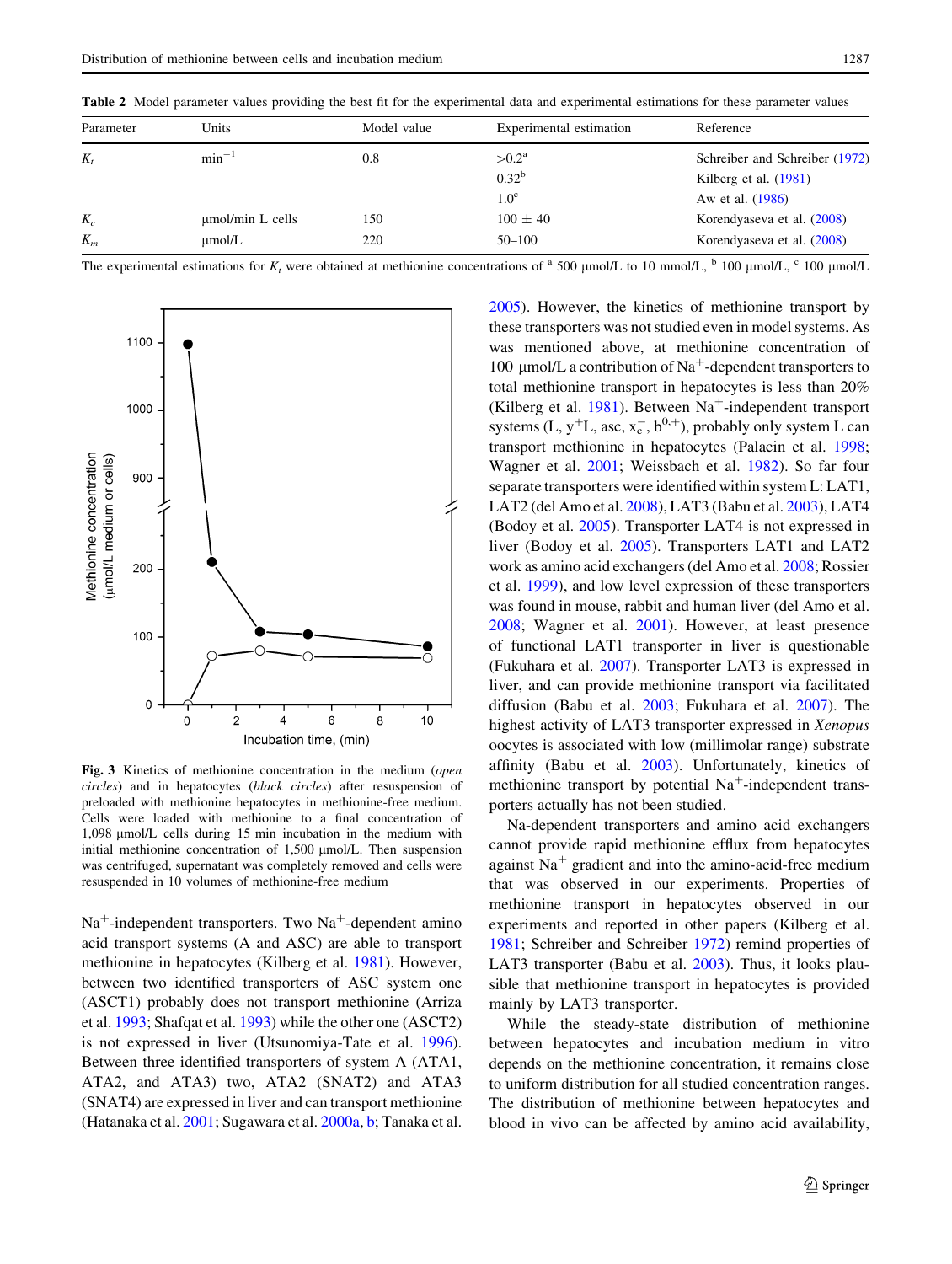**Table 2** Model parameter values providing the best fit for the experimental data and experimental estimations for these parameter values

| Parameter | Units | Model value | Experimental estimation | Reference |
|---|---|---|---|---|
| $K_t$ | $\text{min}^{-1}$ | 0.8 | >0.2[a] | Schreiber and Schreiber (1972) |
| | | | 0.32[b] | Kilberg et al. (1981) |
| | | | 1.0[c] | Aw et al. (1986) |
| $K_c$ | μmol/min L cells | 150 | 100 ± 40 | Korendyaseva et al. (2008) |
| $K_m$ | μmol/L | 220 | 50–100 | Korendyaseva et al. (2008) |

The experimental estimations for $K_t$ were obtained at methionine concentrations of [a] 500 μmol/L to 10 mmol/L, [b] 100 μmol/L, [c] 100 μmol/L

**Fig. 3** Kinetics of methionine concentration in the medium (*open circles*) and in hepatocytes (*black circles*) after resuspension of preloaded with methionine hepatocytes in methionine-free medium. Cells were loaded with methionine to a final concentration of 1,098 μmol/L cells during 15 min incubation in the medium with initial methionine concentration of 1,500 μmol/L. Then suspension was centrifuged, supernatant was completely removed and cells were resuspended in 10 volumes of methionine-free medium

$Na^+$-independent transporters. Two $Na^+$-dependent amino acid transport systems (A and ASC) are able to transport methionine in hepatocytes (Kilberg et al. 1981). However, between two identified transporters of ASC system one (ASCT1) probably does not transport methionine (Arriza et al. 1993; Shafqat et al. 1993) while the other one (ASCT2) is not expressed in liver (Utsunomiya-Tate et al. 1996). Between three identified transporters of system A (ATA1, ATA2, and ATA3) two, ATA2 (SNAT2) and ATA3 (SNAT4) are expressed in liver and can transport methionine (Hatanaka et al. 2001; Sugawara et al. 2000a, b; Tanaka et al. 2005). However, the kinetics of methionine transport by these transporters was not studied even in model systems. As was mentioned above, at methionine concentration of 100 μmol/L a contribution of $Na^+$-dependent transporters to total methionine transport in hepatocytes is less than 20% (Kilberg et al. 1981). Between $Na^+$-independent transport systems (L, $y^+L$, asc, $x_c^-$, $b^{0,+}$), probably only system L can transport methionine in hepatocytes (Palacin et al. 1998; Wagner et al. 2001; Weissbach et al. 1982). So far four separate transporters were identified within system L: LAT1, LAT2 (del Amo et al. 2008), LAT3 (Babu et al. 2003), LAT4 (Bodoy et al. 2005). Transporter LAT4 is not expressed in liver (Bodoy et al. 2005). Transporters LAT1 and LAT2 work as amino acid exchangers (del Amo et al. 2008; Rossier et al. 1999), and low level expression of these transporters was found in mouse, rabbit and human liver (del Amo et al. 2008; Wagner et al. 2001). However, at least presence of functional LAT1 transporter in liver is questionable (Fukuhara et al. 2007). Transporter LAT3 is expressed in liver, and can provide methionine transport via facilitated diffusion (Babu et al. 2003; Fukuhara et al. 2007). The highest activity of LAT3 transporter expressed in *Xenopus* oocytes is associated with low (millimolar range) substrate affinity (Babu et al. 2003). Unfortunately, kinetics of methionine transport by potential $Na^+$-independent transporters actually has not been studied.

Na-dependent transporters and amino acid exchangers cannot provide rapid methionine efflux from hepatocytes against $Na^+$ gradient and into the amino-acid-free medium that was observed in our experiments. Properties of methionine transport in hepatocytes observed in our experiments and reported in other papers (Kilberg et al. 1981; Schreiber and Schreiber 1972) remind properties of LAT3 transporter (Babu et al. 2003). Thus, it looks plausible that methionine transport in hepatocytes is provided mainly by LAT3 transporter.

While the steady-state distribution of methionine between hepatocytes and incubation medium in vitro depends on the methionine concentration, it remains close to uniform distribution for all studied concentration ranges. The distribution of methionine between hepatocytes and blood in vivo can be affected by amino acid availability,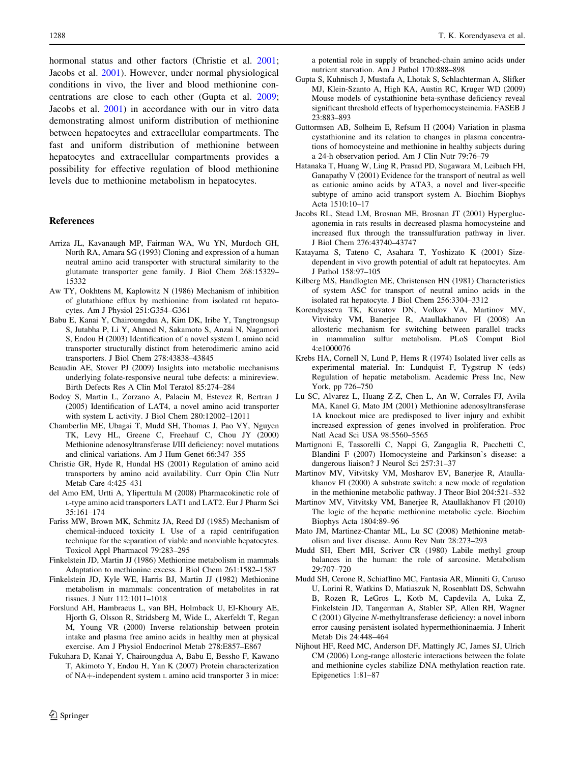hormonal status and other factors (Christie et al. 2001; Jacobs et al. 2001). However, under normal physiological conditions in vivo, the liver and blood methionine concentrations are close to each other (Gupta et al. 2009; Jacobs et al. 2001) in accordance with our in vitro data demonstrating almost uniform distribution of methionine between hepatocytes and extracellular compartments. The fast and uniform distribution of methionine between hepatocytes and extracellular compartments provides a possibility for effective regulation of blood methionine levels due to methionine metabolism in hepatocytes.

## References

Arriza JL, Kavanaugh MP, Fairman WA, Wu YN, Murdoch GH, North RA, Amara SG (1993) Cloning and expression of a human neutral amino acid transporter with structural similarity to the glutamate transporter gene family. J Biol Chem 268:15329–15332

Aw TY, Ookhtens M, Kaplowitz N (1986) Mechanism of inhibition of glutathione efflux by methionine from isolated rat hepatocytes. Am J Physiol 251:G354–G361

Babu E, Kanai Y, Chairoungdua A, Kim DK, Iribe Y, Tangtrongsup S, Jutabha P, Li Y, Ahmed N, Sakamoto S, Anzai N, Nagamori S, Endou H (2003) Identification of a novel system L amino acid transporter structurally distinct from heterodimeric amino acid transporters. J Biol Chem 278:43838–43845

Beaudin AE, Stover PJ (2009) Insights into metabolic mechanisms underlying folate-responsive neural tube defects: a minireview. Birth Defects Res A Clin Mol Teratol 85:274–284

Bodoy S, Martin L, Zorzano A, Palacin M, Estevez R, Bertran J (2005) Identification of LAT4, a novel amino acid transporter with system L activity. J Biol Chem 280:12002–12011

Chamberlin ME, Ubagai T, Mudd SH, Thomas J, Pao VY, Nguyen TK, Levy HL, Greene C, Freehauf C, Chou JY (2000) Methionine adenosyltransferase I/III deficiency: novel mutations and clinical variations. Am J Hum Genet 66:347–355

Christie GR, Hyde R, Hundal HS (2001) Regulation of amino acid transporters by amino acid availability. Curr Opin Clin Nutr Metab Care 4:425–431

del Amo EM, Urtti A, Yliperttula M (2008) Pharmacokinetic role of L-type amino acid transporters LAT1 and LAT2. Eur J Pharm Sci 35:161–174

Fariss MW, Brown MK, Schmitz JA, Reed DJ (1985) Mechanism of chemical-induced toxicity I. Use of a rapid centrifugation technique for the separation of viable and nonviable hepatocytes. Toxicol Appl Pharmacol 79:283–295

Finkelstein JD, Martin JJ (1986) Methionine metabolism in mammals Adaptation to methionine excess. J Biol Chem 261:1582–1587

Finkelstein JD, Kyle WE, Harris BJ, Martin JJ (1982) Methionine metabolism in mammals: concentration of metabolites in rat tissues. J Nutr 112:1011–1018

Forslund AH, Hambraeus L, van BH, Holmback U, El-Khoury AE, Hjorth G, Olsson R, Stridsberg M, Wide L, Akerfeldt T, Regan M, Young VR (2000) Inverse relationship between protein intake and plasma free amino acids in healthy men at physical exercise. Am J Physiol Endocrinol Metab 278:E857–E867

Fukuhara D, Kanai Y, Chairoungdua A, Babu E, Bessho F, Kawano T, Akimoto Y, Endou H, Yan K (2007) Protein characterization of NA+-independent system L amino acid transporter 3 in mice: a potential role in supply of branched-chain amino acids under nutrient starvation. Am J Pathol 170:888–898

Gupta S, Kuhnisch J, Mustafa A, Lhotak S, Schlachterman A, Slifker MJ, Klein-Szanto A, High KA, Austin RC, Kruger WD (2009) Mouse models of cystathionine beta-synthase deficiency reveal significant threshold effects of hyperhomocysteinemia. FASEB J 23:883–893

Guttormsen AB, Solheim E, Refsum H (2004) Variation in plasma cystathionine and its relation to changes in plasma concentrations of homocysteine and methionine in healthy subjects during a 24-h observation period. Am J Clin Nutr 79:76–79

Hatanaka T, Huang W, Ling R, Prasad PD, Sugawara M, Leibach FH, Ganapathy V (2001) Evidence for the transport of neutral as well as cationic amino acids by ATA3, a novel and liver-specific subtype of amino acid transport system A. Biochim Biophys Acta 1510:10–17

Jacobs RL, Stead LM, Brosnan ME, Brosnan JT (2001) Hyperglucagonemia in rats results in decreased plasma homocysteine and increased flux through the transsulfuration pathway in liver. J Biol Chem 276:43740–43747

Katayama S, Tateno C, Asahara T, Yoshizato K (2001) Size-dependent in vivo growth potential of adult rat hepatocytes. Am J Pathol 158:97–105

Kilberg MS, Handlogten ME, Christensen HN (1981) Characteristics of system ASC for transport of neutral amino acids in the isolated rat hepatocyte. J Biol Chem 256:3304–3312

Korendyaseva TK, Kuvatov DN, Volkov VA, Martinov MV, Vitvitsky VM, Banerjee R, Ataullakhanov FI (2008) An allosteric mechanism for switching between parallel tracks in mammalian sulfur metabolism. PLoS Comput Biol 4:e1000076

Krebs HA, Cornell N, Lund P, Hems R (1974) Isolated liver cells as experimental material. In: Lundquist F, Tygstrup N (eds) Regulation of hepatic metabolism. Academic Press Inc, New York, pp 726–750

Lu SC, Alvarez L, Huang Z-Z, Chen L, An W, Corrales FJ, Avila MA, Kanel G, Mato JM (2001) Methionine adenosyltransferase 1A knockout mice are predisposed to liver injury and exhibit increased expression of genes involved in proliferation. Proc Natl Acad Sci USA 98:5560–5565

Martignoni E, Tassorelli C, Nappi G, Zangaglia R, Pacchetti C, Blandini F (2007) Homocysteine and Parkinson's disease: a dangerous liaison? J Neurol Sci 257:31–37

Martinov MV, Vitvitsky VM, Mosharov EV, Banerjee R, Ataullakhanov FI (2000) A substrate switch: a new mode of regulation in the methionine metabolic pathway. J Theor Biol 204:521–532

Martinov MV, Vitvitsky VM, Banerjee R, Ataullakhanov FI (2010) The logic of the hepatic methionine metabolic cycle. Biochim Biophys Acta 1804:89–96

Mato JM, Martinez-Chantar ML, Lu SC (2008) Methionine metabolism and liver disease. Annu Rev Nutr 28:273–293

Mudd SH, Ebert MH, Scriver CR (1980) Labile methyl group balances in the human: the role of sarcosine. Metabolism 29:707–720

Mudd SH, Cerone R, Schiaffino MC, Fantasia AR, Minniti G, Caruso U, Lorini R, Watkins D, Matiaszuk N, Rosenblatt DS, Schwahn B, Rozen R, LeGros L, Kotb M, Capdevila A, Luka Z, Finkelstein JD, Tangerman A, Stabler SP, Allen RH, Wagner C (2001) Glycine *N*-methyltransferase deficiency: a novel inborn error causing persistent isolated hypermethioninaemia. J Inherit Metab Dis 24:448–464

Nijhout HF, Reed MC, Anderson DF, Mattingly JC, James SJ, Ulrich CM (2006) Long-range allosteric interactions between the folate and methionine cycles stabilize DNA methylation reaction rate. Epigenetics 1:81–87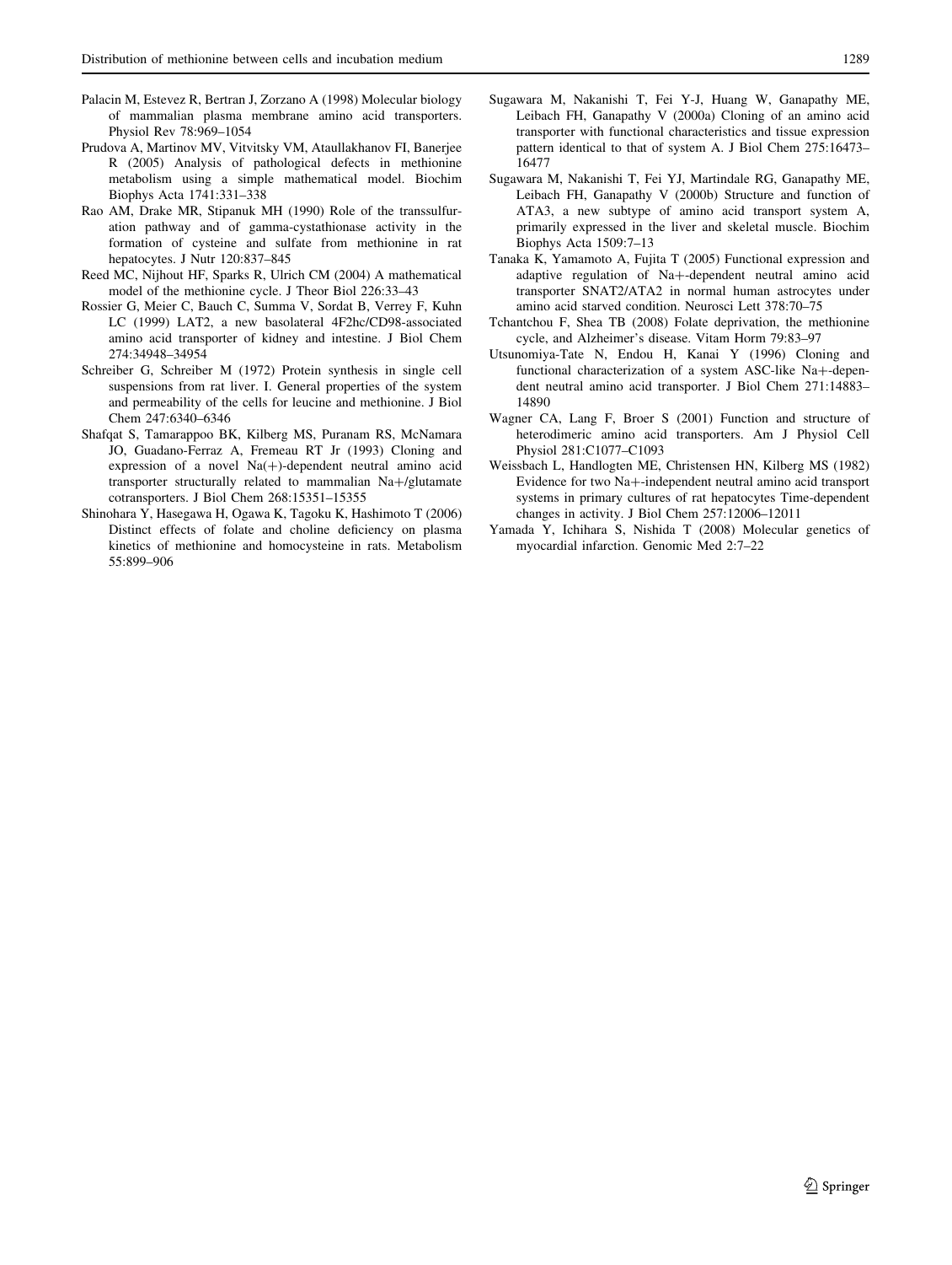Palacin M, Estevez R, Bertran J, Zorzano A (1998) Molecular biology of mammalian plasma membrane amino acid transporters. Physiol Rev 78:969–1054

Prudova A, Martinov MV, Vitvitsky VM, Ataullakhanov FI, Banerjee R (2005) Analysis of pathological defects in methionine metabolism using a simple mathematical model. Biochim Biophys Acta 1741:331–338

Rao AM, Drake MR, Stipanuk MH (1990) Role of the transsulfuration pathway and of gamma-cystathionase activity in the formation of cysteine and sulfate from methionine in rat hepatocytes. J Nutr 120:837–845

Reed MC, Nijhout HF, Sparks R, Ulrich CM (2004) A mathematical model of the methionine cycle. J Theor Biol 226:33–43

Rossier G, Meier C, Bauch C, Summa V, Sordat B, Verrey F, Kuhn LC (1999) LAT2, a new basolateral 4F2hc/CD98-associated amino acid transporter of kidney and intestine. J Biol Chem 274:34948–34954

Schreiber G, Schreiber M (1972) Protein synthesis in single cell suspensions from rat liver. I. General properties of the system and permeability of the cells for leucine and methionine. J Biol Chem 247:6340–6346

Shafqat S, Tamarappoo BK, Kilberg MS, Puranam RS, McNamara JO, Guadano-Ferraz A, Fremeau RT Jr (1993) Cloning and expression of a novel Na(+)-dependent neutral amino acid transporter structurally related to mammalian Na+/glutamate cotransporters. J Biol Chem 268:15351–15355

Shinohara Y, Hasegawa H, Ogawa K, Tagoku K, Hashimoto T (2006) Distinct effects of folate and choline deficiency on plasma kinetics of methionine and homocysteine in rats. Metabolism 55:899–906

Sugawara M, Nakanishi T, Fei Y-J, Huang W, Ganapathy ME, Leibach FH, Ganapathy V (2000a) Cloning of an amino acid transporter with functional characteristics and tissue expression pattern identical to that of system A. J Biol Chem 275:16473–16477

Sugawara M, Nakanishi T, Fei YJ, Martindale RG, Ganapathy ME, Leibach FH, Ganapathy V (2000b) Structure and function of ATA3, a new subtype of amino acid transport system A, primarily expressed in the liver and skeletal muscle. Biochim Biophys Acta 1509:7–13

Tanaka K, Yamamoto A, Fujita T (2005) Functional expression and adaptive regulation of Na+-dependent neutral amino acid transporter SNAT2/ATA2 in normal human astrocytes under amino acid starved condition. Neurosci Lett 378:70–75

Tchantchou F, Shea TB (2008) Folate deprivation, the methionine cycle, and Alzheimer's disease. Vitam Horm 79:83–97

Utsunomiya-Tate N, Endou H, Kanai Y (1996) Cloning and functional characterization of a system ASC-like Na+-dependent neutral amino acid transporter. J Biol Chem 271:14883–14890

Wagner CA, Lang F, Broer S (2001) Function and structure of heterodimeric amino acid transporters. Am J Physiol Cell Physiol 281:C1077–C1093

Weissbach L, Handlogten ME, Christensen HN, Kilberg MS (1982) Evidence for two Na+-independent neutral amino acid transport systems in primary cultures of rat hepatocytes Time-dependent changes in activity. J Biol Chem 257:12006–12011

Yamada Y, Ichihara S, Nishida T (2008) Molecular genetics of myocardial infarction. Genomic Med 2:7–22